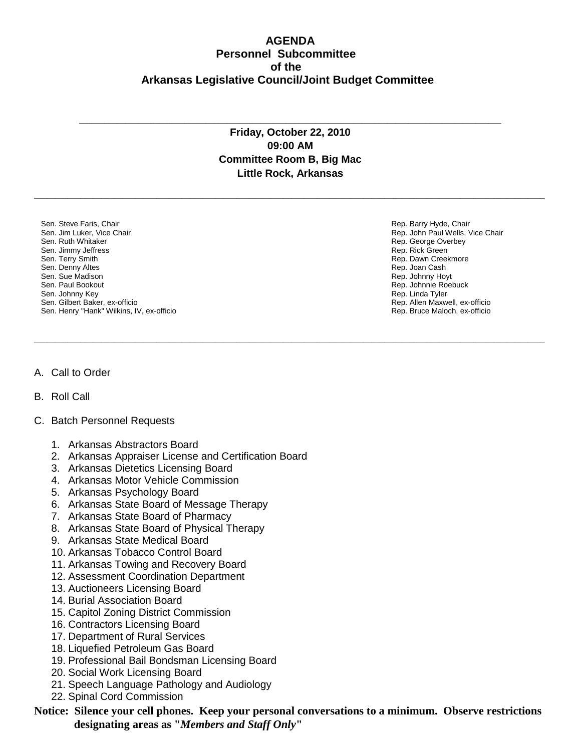# AGENDA
## Personnel Subcommittee
## of the
## Arkansas Legislative Council/Joint Budget Committee

---

**Friday, October 22, 2010**
**09:00 AM**
**Committee Room B, Big Mac**
**Little Rock, Arkansas**

---

Sen. Steve Faris, Chair
Sen. Jim Luker, Vice Chair
Sen. Ruth Whitaker
Sen. Jimmy Jeffress
Sen. Terry Smith
Sen. Denny Altes
Sen. Sue Madison
Sen. Paul Bookout
Sen. Johnny Key
Sen. Gilbert Baker, ex-officio
Sen. Henry "Hank" Wilkins, IV, ex-officio

Rep. Barry Hyde, Chair
Rep. John Paul Wells, Vice Chair
Rep. George Overbey
Rep. Rick Green
Rep. Dawn Creekmore
Rep. Joan Cash
Rep. Johnny Hoyt
Rep. Johnnie Roebuck
Rep. Linda Tyler
Rep. Allen Maxwell, ex-officio
Rep. Bruce Maloch, ex-officio

---

A. Call to Order

B. Roll Call

C. Batch Personnel Requests

1. Arkansas Abstractors Board
2. Arkansas Appraiser License and Certification Board
3. Arkansas Dietetics Licensing Board
4. Arkansas Motor Vehicle Commission
5. Arkansas Psychology Board
6. Arkansas State Board of Message Therapy
7. Arkansas State Board of Pharmacy
8. Arkansas State Board of Physical Therapy
9. Arkansas State Medical Board
10. Arkansas Tobacco Control Board
11. Arkansas Towing and Recovery Board
12. Assessment Coordination Department
13. Auctioneers Licensing Board
14. Burial Association Board
15. Capitol Zoning District Commission
16. Contractors Licensing Board
17. Department of Rural Services
18. Liquefied Petroleum Gas Board
19. Professional Bail Bondsman Licensing Board
20. Social Work Licensing Board
21. Speech Language Pathology and Audiology
22. Spinal Cord Commission

**Notice: Silence your cell phones. Keep your personal conversations to a minimum. Observe restrictions designating areas as "*Members and Staff Only*"**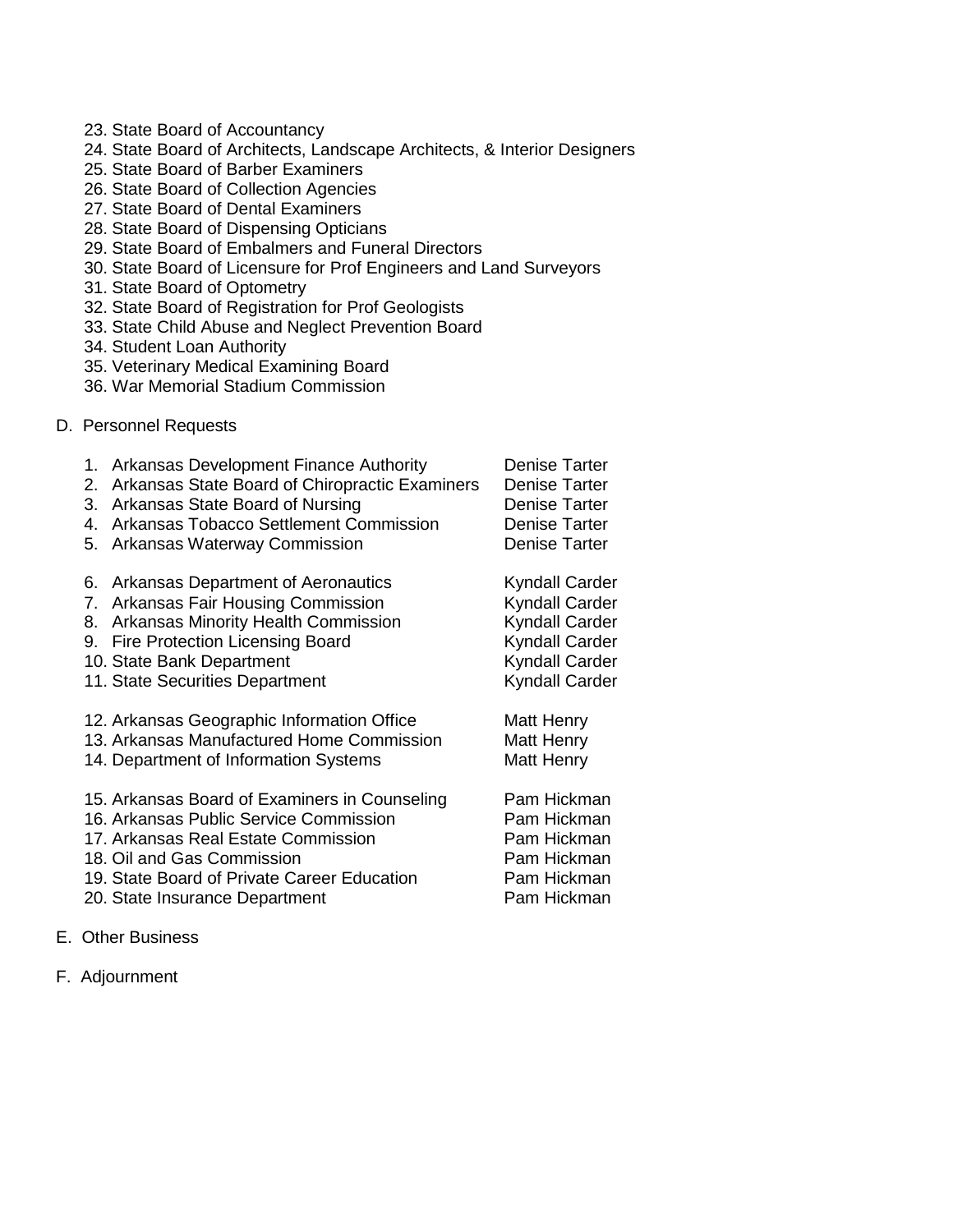23. State Board of Accountancy
24. State Board of Architects, Landscape Architects, & Interior Designers
25. State Board of Barber Examiners
26. State Board of Collection Agencies
27. State Board of Dental Examiners
28. State Board of Dispensing Opticians
29. State Board of Embalmers and Funeral Directors
30. State Board of Licensure for Prof Engineers and Land Surveyors
31. State Board of Optometry
32. State Board of Registration for Prof Geologists
33. State Child Abuse and Neglect Prevention Board
34. Student Loan Authority
35. Veterinary Medical Examining Board
36. War Memorial Stadium Commission

D. Personnel Requests

| | | |
|---|---|---|
| 1. | Arkansas Development Finance Authority | Denise Tarter |
| 2. | Arkansas State Board of Chiropractic Examiners | Denise Tarter |
| 3. | Arkansas State Board of Nursing | Denise Tarter |
| 4. | Arkansas Tobacco Settlement Commission | Denise Tarter |
| 5. | Arkansas Waterway Commission | Denise Tarter |
| 6. | Arkansas Department of Aeronautics | Kyndall Carder |
| 7. | Arkansas Fair Housing Commission | Kyndall Carder |
| 8. | Arkansas Minority Health Commission | Kyndall Carder |
| 9. | Fire Protection Licensing Board | Kyndall Carder |
| 10. | State Bank Department | Kyndall Carder |
| 11. | State Securities Department | Kyndall Carder |
| 12. | Arkansas Geographic Information Office | Matt Henry |
| 13. | Arkansas Manufactured Home Commission | Matt Henry |
| 14. | Department of Information Systems | Matt Henry |
| 15. | Arkansas Board of Examiners in Counseling | Pam Hickman |
| 16. | Arkansas Public Service Commission | Pam Hickman |
| 17. | Arkansas Real Estate Commission | Pam Hickman |
| 18. | Oil and Gas Commission | Pam Hickman |
| 19. | State Board of Private Career Education | Pam Hickman |
| 20. | State Insurance Department | Pam Hickman |

E. Other Business

F. Adjournment